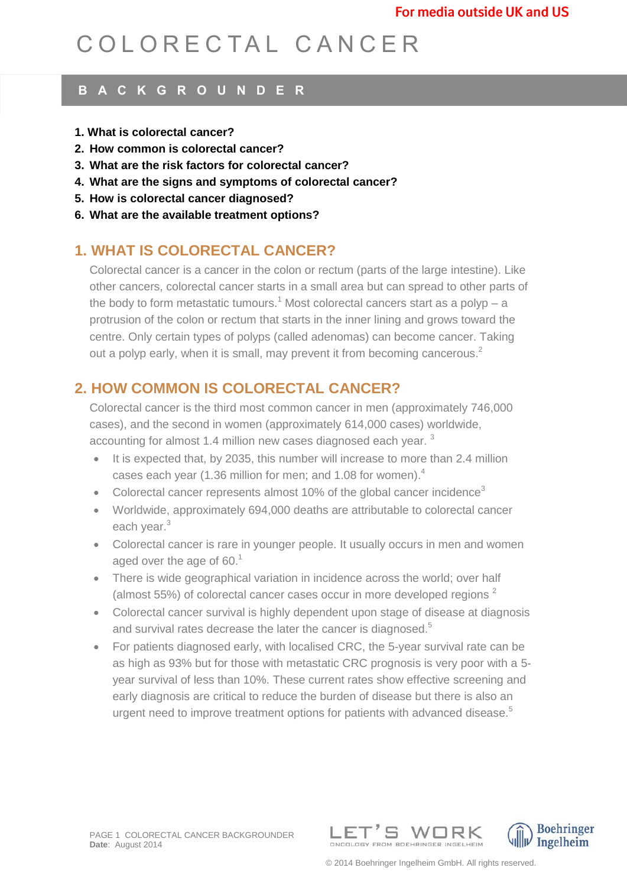For media outside UK and US

# COLORECTAL CANCER

## BACKGROUNDER

1. What is colorectal cancer?
2. How common is colorectal cancer?
3. What are the risk factors for colorectal cancer?
4. What are the signs and symptoms of colorectal cancer?
5. How is colorectal cancer diagnosed?
6. What are the available treatment options?

## 1. WHAT IS COLORECTAL CANCER?

Colorectal cancer is a cancer in the colon or rectum (parts of the large intestine). Like other cancers, colorectal cancer starts in a small area but can spread to other parts of the body to form metastatic tumours.[1] Most colorectal cancers start as a polyp – a protrusion of the colon or rectum that starts in the inner lining and grows toward the centre. Only certain types of polyps (called adenomas) can become cancer. Taking out a polyp early, when it is small, may prevent it from becoming cancerous.[2]

## 2. HOW COMMON IS COLORECTAL CANCER?

Colorectal cancer is the third most common cancer in men (approximately 746,000 cases), and the second in women (approximately 614,000 cases) worldwide, accounting for almost 1.4 million new cases diagnosed each year. [3]

- It is expected that, by 2035, this number will increase to more than 2.4 million cases each year (1.36 million for men; and 1.08 for women).[4]
- Colorectal cancer represents almost 10% of the global cancer incidence[3]
- Worldwide, approximately 694,000 deaths are attributable to colorectal cancer each year.[3]
- Colorectal cancer is rare in younger people. It usually occurs in men and women aged over the age of 60.[1]
- There is wide geographical variation in incidence across the world; over half (almost 55%) of colorectal cancer cases occur in more developed regions [2]
- Colorectal cancer survival is highly dependent upon stage of disease at diagnosis and survival rates decrease the later the cancer is diagnosed.[5]
- For patients diagnosed early, with localised CRC, the 5-year survival rate can be as high as 93% but for those with metastatic CRC prognosis is very poor with a 5-year survival of less than 10%. These current rates show effective screening and early diagnosis are critical to reduce the burden of disease but there is also an urgent need to improve treatment options for patients with advanced disease.[5]

PAGE 1 COLORECTAL CANCER BACKGROUNDER
**Date**: August 2014

© 2014 Boehringer Ingelheim GmbH. All rights reserved.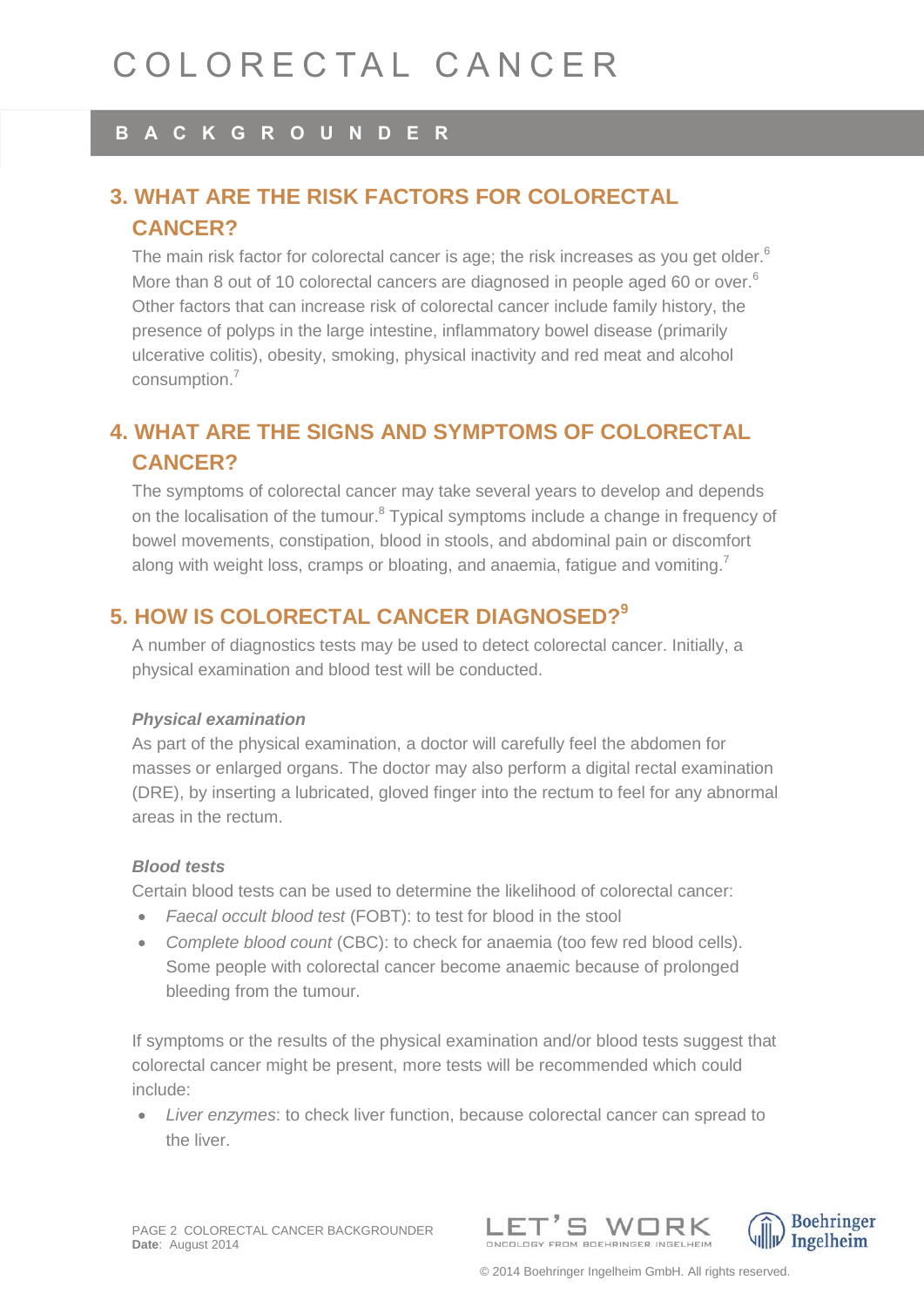## 3. WHAT ARE THE RISK FACTORS FOR COLORECTAL CANCER?

The main risk factor for colorectal cancer is age; the risk increases as you get older.[6] More than 8 out of 10 colorectal cancers are diagnosed in people aged 60 or over.[6] Other factors that can increase risk of colorectal cancer include family history, the presence of polyps in the large intestine, inflammatory bowel disease (primarily ulcerative colitis), obesity, smoking, physical inactivity and red meat and alcohol consumption.[7]

## 4. WHAT ARE THE SIGNS AND SYMPTOMS OF COLORECTAL CANCER?

The symptoms of colorectal cancer may take several years to develop and depends on the localisation of the tumour.[8] Typical symptoms include a change in frequency of bowel movements, constipation, blood in stools, and abdominal pain or discomfort along with weight loss, cramps or bloating, and anaemia, fatigue and vomiting.[7]

## 5. HOW IS COLORECTAL CANCER DIAGNOSED?[9]

A number of diagnostics tests may be used to detect colorectal cancer. Initially, a physical examination and blood test will be conducted.

***Physical examination***

As part of the physical examination, a doctor will carefully feel the abdomen for masses or enlarged organs. The doctor may also perform a digital rectal examination (DRE), by inserting a lubricated, gloved finger into the rectum to feel for any abnormal areas in the rectum.

***Blood tests***

Certain blood tests can be used to determine the likelihood of colorectal cancer:

- *Faecal occult blood test* (FOBT): to test for blood in the stool
- *Complete blood count* (CBC): to check for anaemia (too few red blood cells). Some people with colorectal cancer become anaemic because of prolonged bleeding from the tumour.

If symptoms or the results of the physical examination and/or blood tests suggest that colorectal cancer might be present, more tests will be recommended which could include:

- *Liver enzymes*: to check liver function, because colorectal cancer can spread to the liver.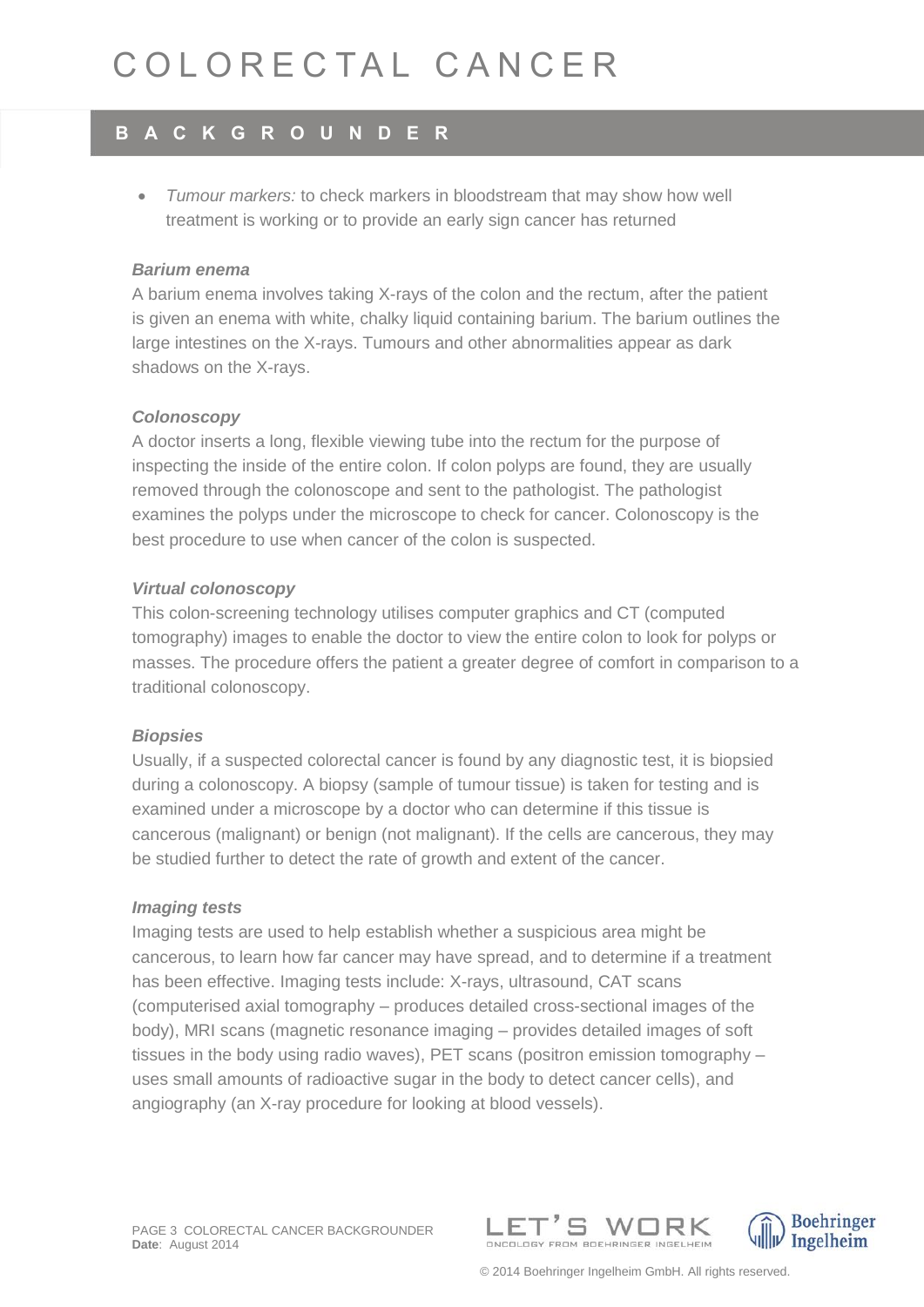- *Tumour markers:* to check markers in bloodstream that may show how well treatment is working or to provide an early sign cancer has returned

### *Barium enema*

A barium enema involves taking X-rays of the colon and the rectum, after the patient is given an enema with white, chalky liquid containing barium. The barium outlines the large intestines on the X-rays. Tumours and other abnormalities appear as dark shadows on the X-rays.

### *Colonoscopy*

A doctor inserts a long, flexible viewing tube into the rectum for the purpose of inspecting the inside of the entire colon. If colon polyps are found, they are usually removed through the colonoscope and sent to the pathologist. The pathologist examines the polyps under the microscope to check for cancer. Colonoscopy is the best procedure to use when cancer of the colon is suspected.

### *Virtual colonoscopy*

This colon-screening technology utilises computer graphics and CT (computed tomography) images to enable the doctor to view the entire colon to look for polyps or masses. The procedure offers the patient a greater degree of comfort in comparison to a traditional colonoscopy.

### *Biopsies*

Usually, if a suspected colorectal cancer is found by any diagnostic test, it is biopsied during a colonoscopy. A biopsy (sample of tumour tissue) is taken for testing and is examined under a microscope by a doctor who can determine if this tissue is cancerous (malignant) or benign (not malignant). If the cells are cancerous, they may be studied further to detect the rate of growth and extent of the cancer.

### *Imaging tests*

Imaging tests are used to help establish whether a suspicious area might be cancerous, to learn how far cancer may have spread, and to determine if a treatment has been effective. Imaging tests include: X-rays, ultrasound, CAT scans (computerised axial tomography – produces detailed cross-sectional images of the body), MRI scans (magnetic resonance imaging – provides detailed images of soft tissues in the body using radio waves), PET scans (positron emission tomography – uses small amounts of radioactive sugar in the body to detect cancer cells), and angiography (an X-ray procedure for looking at blood vessels).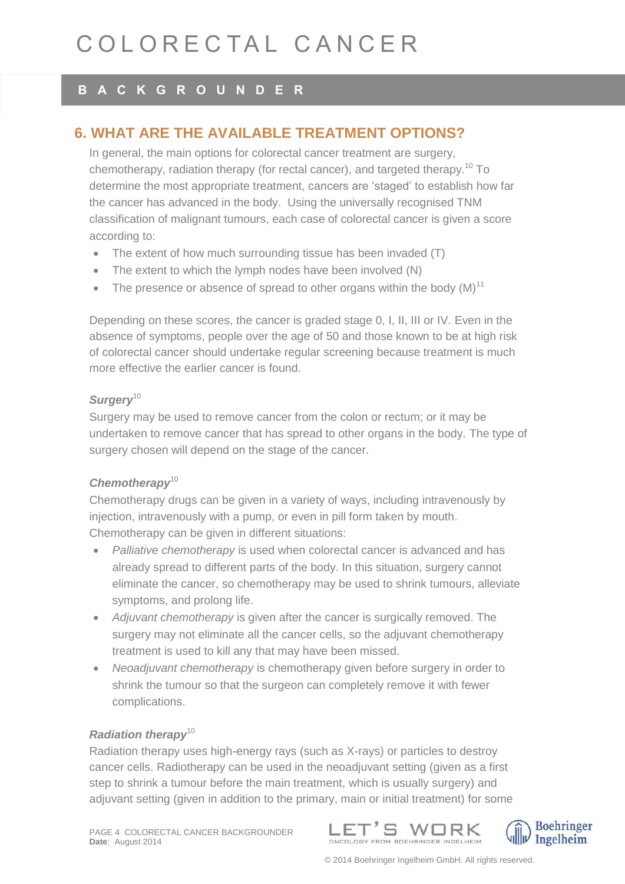## 6. WHAT ARE THE AVAILABLE TREATMENT OPTIONS?

In general, the main options for colorectal cancer treatment are surgery, chemotherapy, radiation therapy (for rectal cancer), and targeted therapy.[10] To determine the most appropriate treatment, cancers are 'staged' to establish how far the cancer has advanced in the body. Using the universally recognised TNM classification of malignant tumours, each case of colorectal cancer is given a score according to:

- The extent of how much surrounding tissue has been invaded (T)
- The extent to which the lymph nodes have been involved (N)
- The presence or absence of spread to other organs within the body (M)[11]

Depending on these scores, the cancer is graded stage 0, I, II, III or IV. Even in the absence of symptoms, people over the age of 50 and those known to be at high risk of colorectal cancer should undertake regular screening because treatment is much more effective the earlier cancer is found.

### *Surgery*[10]

Surgery may be used to remove cancer from the colon or rectum; or it may be undertaken to remove cancer that has spread to other organs in the body. The type of surgery chosen will depend on the stage of the cancer.

### *Chemotherapy*[10]

Chemotherapy drugs can be given in a variety of ways, including intravenously by injection, intravenously with a pump, or even in pill form taken by mouth. Chemotherapy can be given in different situations:

- *Palliative chemotherapy* is used when colorectal cancer is advanced and has already spread to different parts of the body. In this situation, surgery cannot eliminate the cancer, so chemotherapy may be used to shrink tumours, alleviate symptoms, and prolong life.
- *Adjuvant chemotherapy* is given after the cancer is surgically removed. The surgery may not eliminate all the cancer cells, so the adjuvant chemotherapy treatment is used to kill any that may have been missed.
- *Neoadjuvant chemotherapy* is chemotherapy given before surgery in order to shrink the tumour so that the surgeon can completely remove it with fewer complications.

### *Radiation therapy*[10]

Radiation therapy uses high-energy rays (such as X-rays) or particles to destroy cancer cells. Radiotherapy can be used in the neoadjuvant setting (given as a first step to shrink a tumour before the main treatment, which is usually surgery) and adjuvant setting (given in addition to the primary, main or initial treatment) for some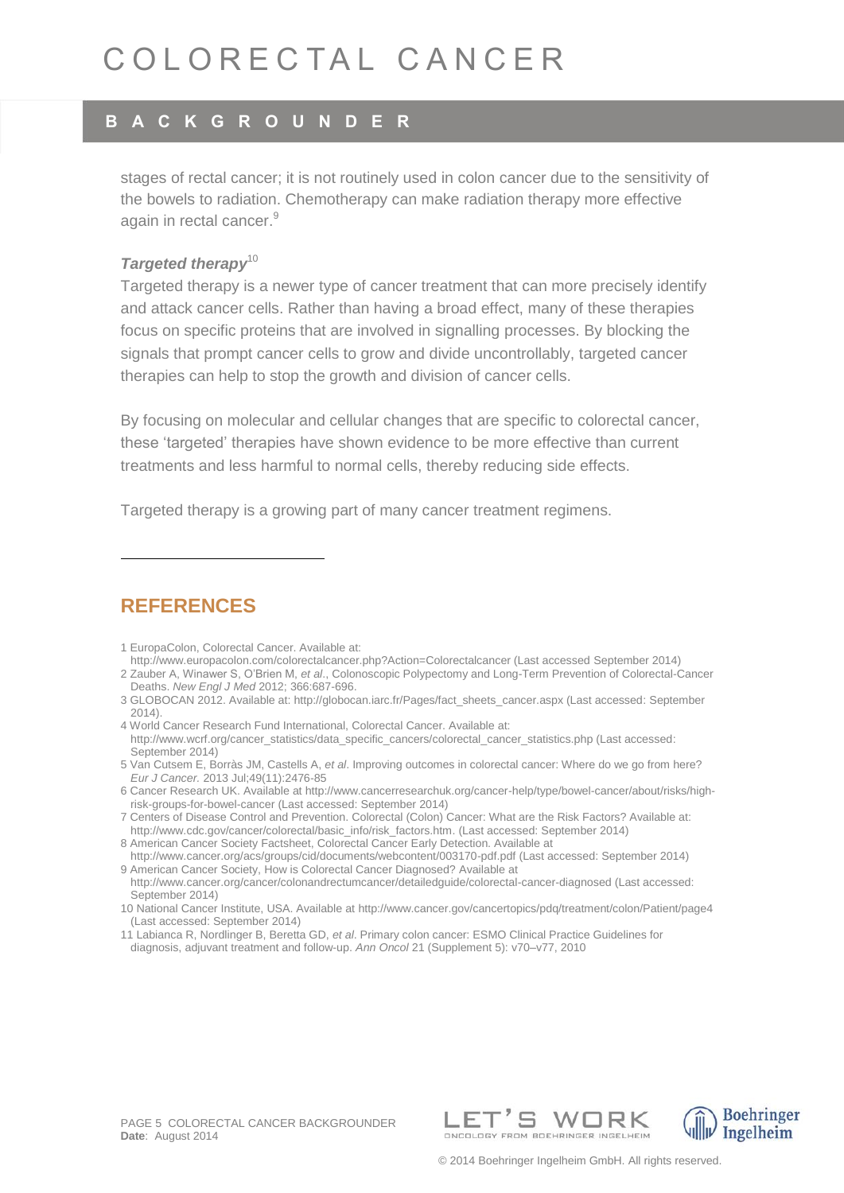stages of rectal cancer; it is not routinely used in colon cancer due to the sensitivity of the bowels to radiation. Chemotherapy can make radiation therapy more effective again in rectal cancer.[9]

### *Targeted therapy*[10]

Targeted therapy is a newer type of cancer treatment that can more precisely identify and attack cancer cells. Rather than having a broad effect, many of these therapies focus on specific proteins that are involved in signalling processes. By blocking the signals that prompt cancer cells to grow and divide uncontrollably, targeted cancer therapies can help to stop the growth and division of cancer cells.

By focusing on molecular and cellular changes that are specific to colorectal cancer, these 'targeted' therapies have shown evidence to be more effective than current treatments and less harmful to normal cells, thereby reducing side effects.

Targeted therapy is a growing part of many cancer treatment regimens.

## REFERENCES

1 EuropaColon, Colorectal Cancer. Available at: http://www.europacolon.com/colorectalcancer.php?Action=Colorectalcancer (Last accessed September 2014)
2 Zauber A, Winawer S, O'Brien M, *et al*., Colonoscopic Polypectomy and Long-Term Prevention of Colorectal-Cancer Deaths. *New Engl J Med* 2012; 366:687-696.
3 GLOBOCAN 2012. Available at: http://globocan.iarc.fr/Pages/fact_sheets_cancer.aspx (Last accessed: September 2014).
4 World Cancer Research Fund International, Colorectal Cancer. Available at: http://www.wcrf.org/cancer_statistics/data_specific_cancers/colorectal_cancer_statistics.php (Last accessed: September 2014)
5 Van Cutsem E, Borràs JM, Castells A, *et al*. Improving outcomes in colorectal cancer: Where do we go from here? *Eur J Cancer.* 2013 Jul;49(11):2476-85
6 Cancer Research UK. Available at http://www.cancerresearchuk.org/cancer-help/type/bowel-cancer/about/risks/high-risk-groups-for-bowel-cancer (Last accessed: September 2014)
7 Centers of Disease Control and Prevention. Colorectal (Colon) Cancer: What are the Risk Factors? Available at: http://www.cdc.gov/cancer/colorectal/basic_info/risk_factors.htm. (Last accessed: September 2014)
8 American Cancer Society Factsheet, Colorectal Cancer Early Detection. Available at http://www.cancer.org/acs/groups/cid/documents/webcontent/003170-pdf.pdf (Last accessed: September 2014)
9 American Cancer Society, How is Colorectal Cancer Diagnosed? Available at http://www.cancer.org/cancer/colonandrectumcancer/detailedguide/colorectal-cancer-diagnosed (Last accessed: September 2014)
10 National Cancer Institute, USA. Available at http://www.cancer.gov/cancertopics/pdq/treatment/colon/Patient/page4 (Last accessed: September 2014)
11 Labianca R, Nordlinger B, Beretta GD, *et al*. Primary colon cancer: ESMO Clinical Practice Guidelines for diagnosis, adjuvant treatment and follow-up. *Ann Oncol* 21 (Supplement 5): v70–v77, 2010